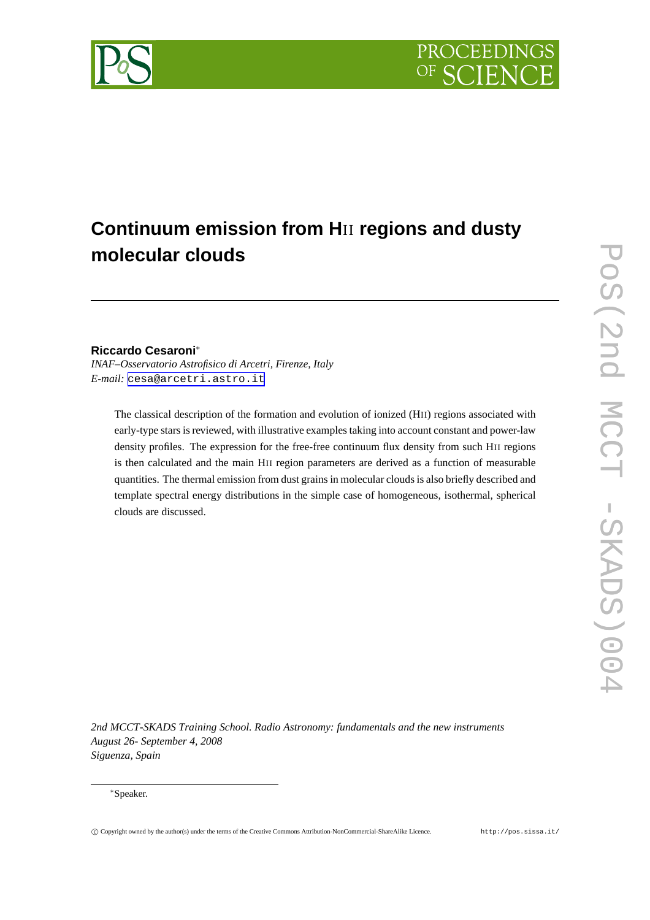# Continuum emission from HII regions and dusty molecular clouds

**Riccardo Cesaroni***

*INAF–Osservatorio Astrofisico di Arcetri, Firenze, Italy*

*E-mail:* cesa@arcetri.astro.it

The classical description of the formation and evolution of ionized (HII) regions associated with early-type stars is reviewed, with illustrative examples taking into account constant and power-law density profiles. The expression for the free-free continuum flux density from such HII regions is then calculated and the main HII region parameters are derived as a function of measurable quantities. The thermal emission from dust grains in molecular clouds is also briefly described and template spectral energy distributions in the simple case of homogeneous, isothermal, spherical clouds are discussed.

*2nd MCCT-SKADS Training School. Radio Astronomy: fundamentals and the new instruments*
*August 26- September 4, 2008*
*Siguenza, Spain*

*Speaker.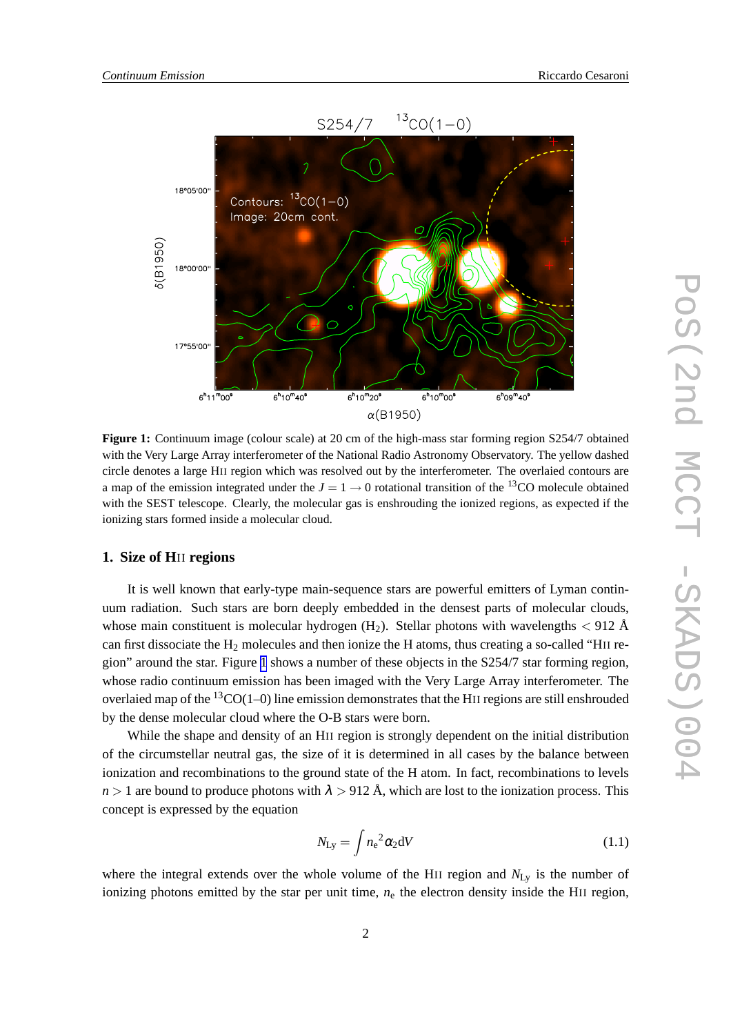**Figure 1:** Continuum image (colour scale) at 20 cm of the high-mass star forming region S254/7 obtained with the Very Large Array interferometer of the National Radio Astronomy Observatory. The yellow dashed circle denotes a large HII region which was resolved out by the interferometer. The overlaied contours are a map of the emission integrated under the $J = 1 \rightarrow 0$ rotational transition of the $^{13}$CO molecule obtained with the SEST telescope. Clearly, the molecular gas is enshrouding the ionized regions, as expected if the ionizing stars formed inside a molecular cloud.

## 1. Size of HII regions

It is well known that early-type main-sequence stars are powerful emitters of Lyman continuum radiation. Such stars are born deeply embedded in the densest parts of molecular clouds, whose main constituent is molecular hydrogen ($H_2$). Stellar photons with wavelengths $< 912$ Å can first dissociate the $H_2$ molecules and then ionize the H atoms, thus creating a so-called "HII region" around the star. Figure 1 shows a number of these objects in the S254/7 star forming region, whose radio continuum emission has been imaged with the Very Large Array interferometer. The overlaied map of the $^{13}$CO(1–0) line emission demonstrates that the HII regions are still enshrouded by the dense molecular cloud where the O-B stars were born.

While the shape and density of an HII region is strongly dependent on the initial distribution of the circumstellar neutral gas, the size of it is determined in all cases by the balance between ionization and recombinations to the ground state of the H atom. In fact, recombinations to levels $n > 1$ are bound to produce photons with $\lambda > 912$ Å, which are lost to the ionization process. This concept is expressed by the equation

$$N_{\rm Ly} = \int {n_{\rm e}}^2 \alpha_2 {\rm d}V \tag{1.1}$$

where the integral extends over the whole volume of the HII region and $N_{\rm Ly}$ is the number of ionizing photons emitted by the star per unit time, $n_{\rm e}$ the electron density inside the HII region,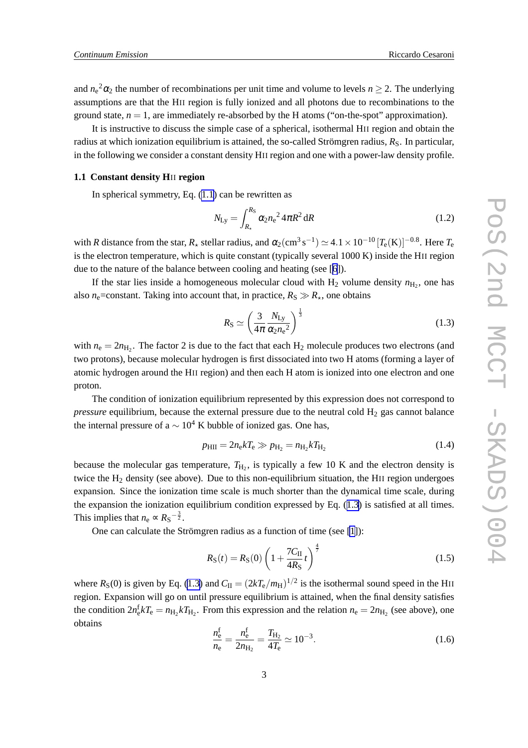and ${n_e}^2\alpha_2$ the number of recombinations per unit time and volume to levels $n \geq 2$. The underlying assumptions are that the HII region is fully ionized and all photons due to recombinations to the ground state, $n = 1$, are immediately re-absorbed by the H atoms ("on-the-spot" approximation).

It is instructive to discuss the simple case of a spherical, isothermal HII region and obtain the radius at which ionization equilibrium is attained, the so-called Strömgren radius, $R_S$. In particular, in the following we consider a constant density HII region and one with a power-law density profile.

### 1.1 Constant density HII region

In spherical symmetry, Eq. (1.1) can be rewritten as

$$N_{Ly} = \int_{R_\star}^{R_S} \alpha_2 {n_e}^2 \, 4\pi R^2 \, dR \tag{1.2}$$

with $R$ distance from the star, $R_\star$ stellar radius, and $\alpha_2(\mathrm{cm^3\,s^{-1}}) \simeq 4.1 \times 10^{-10} \, [T_e(\mathrm{K})]^{-0.8}$. Here $T_e$ is the electron temperature, which is quite constant (typically several 1000 K) inside the HII region due to the nature of the balance between cooling and heating (see [6]).

If the star lies inside a homogeneous molecular cloud with $H_2$ volume density $n_{H_2}$, one has also $n_e$=constant. Taking into account that, in practice, $R_S \gg R_\star$, one obtains

$$R_S \simeq \left( \frac{3}{4\pi} \frac{N_{Ly}}{\alpha_2 {n_e}^2} \right)^{\frac{1}{3}} \tag{1.3}$$

with $n_e = 2n_{H_2}$. The factor 2 is due to the fact that each $H_2$ molecule produces two electrons (and two protons), because molecular hydrogen is first dissociated into two H atoms (forming a layer of atomic hydrogen around the HII region) and then each H atom is ionized into one electron and one proton.

The condition of ionization equilibrium represented by this expression does not correspond to *pressure* equilibrium, because the external pressure due to the neutral cold $H_2$ gas cannot balance the internal pressure of a $\sim 10^4$ K bubble of ionized gas. One has,

$$p_{HII} = 2n_e k T_e \gg p_{H_2} = n_{H_2} k T_{H_2} \tag{1.4}$$

because the molecular gas temperature, $T_{H_2}$, is typically a few 10 K and the electron density is twice the $H_2$ density (see above). Due to this non-equilibrium situation, the HII region undergoes expansion. Since the ionization time scale is much shorter than the dynamical time scale, during the expansion the ionization equilibrium condition expressed by Eq. (1.3) is satisfied at all times. This implies that $n_e \propto {R_S}^{-\frac{3}{2}}$.

One can calculate the Strömgren radius as a function of time (see [1]):

$$R_S(t) = R_S(0) \left( 1 + \frac{7C_{II}}{4R_S} t \right)^{\frac{4}{7}} \tag{1.5}$$

where $R_S(0)$ is given by Eq. (1.3) and $C_{II} = (2kT_e/m_H)^{1/2}$ is the isothermal sound speed in the HII region. Expansion will go on until pressure equilibrium is attained, when the final density satisfies the condition $2n_e^f k T_e = n_{H_2} k T_{H_2}$. From this expression and the relation $n_e = 2n_{H_2}$ (see above), one obtains

$$\frac{n_e^f}{n_e} = \frac{n_e^f}{2n_{H_2}} = \frac{T_{H_2}}{4T_e} \simeq 10^{-3}. \tag{1.6}$$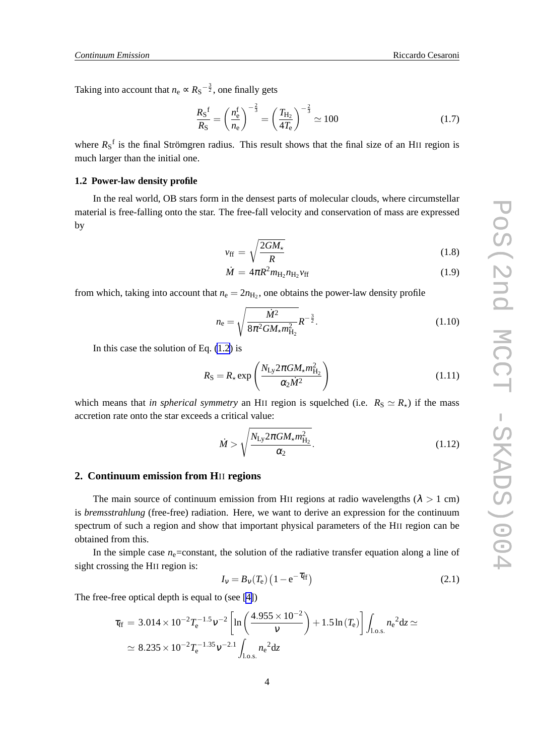Taking into account that $n_{\rm e} \propto R_{\rm S}^{-\frac{3}{2}}$, one finally gets

$$\frac{R_{\rm S}{}^{\rm f}}{R_{\rm S}} = \left(\frac{n_{\rm e}^{\rm f}}{n_{\rm e}}\right)^{-\frac{2}{3}} = \left(\frac{T_{\rm H_2}}{4T_{\rm e}}\right)^{-\frac{2}{3}} \simeq 100 \tag{1.7}$$

where $R_{\rm S}{}^{\rm f}$ is the final Strömgren radius. This result shows that the final size of an HII region is much larger than the initial one.

### 1.2 Power-law density profile

In the real world, OB stars form in the densest parts of molecular clouds, where circumstellar material is free-falling onto the star. The free-fall velocity and conservation of mass are expressed by

$$v_{\rm ff} = \sqrt{\frac{2GM_\star}{R}} \tag{1.8}$$

$$\dot{M} = 4\pi R^2 m_{\rm H_2} n_{\rm H_2} v_{\rm ff} \tag{1.9}$$

from which, taking into account that $n_{\rm e} = 2n_{\rm H_2}$, one obtains the power-law density profile

$$n_{\rm e} = \sqrt{\frac{\dot{M}^2}{8\pi^2 GM_\star m_{\rm H_2}^2}} R^{-\frac{3}{2}}. \tag{1.10}$$

In this case the solution of Eq. (1.2) is

$$R_{\rm S} = R_\star \exp\left(\frac{N_{\rm Ly} 2\pi GM_\star m_{\rm H_2}^2}{\alpha_2 \dot{M}^2}\right) \tag{1.11}$$

which means that *in spherical symmetry* an HII region is squelched (i.e. $R_{\rm S} \simeq R_\star$) if the mass accretion rate onto the star exceeds a critical value:

$$\dot{M} > \sqrt{\frac{N_{\rm Ly} 2\pi GM_\star m_{\rm H_2}^2}{\alpha_2}}. \tag{1.12}$$

## 2. Continuum emission from HII regions

The main source of continuum emission from HII regions at radio wavelengths ($\lambda > 1$ cm) is *bremsstrahlung* (free-free) radiation. Here, we want to derive an expression for the continuum spectrum of such a region and show that important physical parameters of the HII region can be obtained from this.

In the simple case $n_{\rm e}$=constant, the solution of the radiative transfer equation along a line of sight crossing the HII region is:

$$I_\nu = B_\nu(T_{\rm e})\left(1 - {\rm e}^{-\tau_{\rm ff}}\right) \tag{2.1}$$

The free-free optical depth is equal to (see [4])

$$\tau_{\rm ff} = 3.014 \times 10^{-2} T_{\rm e}^{-1.5} \nu^{-2} \left[\ln\left(\frac{4.955 \times 10^{-2}}{\nu}\right) + 1.5 \ln(T_{\rm e})\right] \int_{\rm l.o.s.} n_{\rm e}{}^2 {\rm d}z \simeq$$

$$\simeq 8.235 \times 10^{-2} T_{\rm e}^{-1.35} \nu^{-2.1} \int_{\rm l.o.s.} n_{\rm e}{}^2 {\rm d}z$$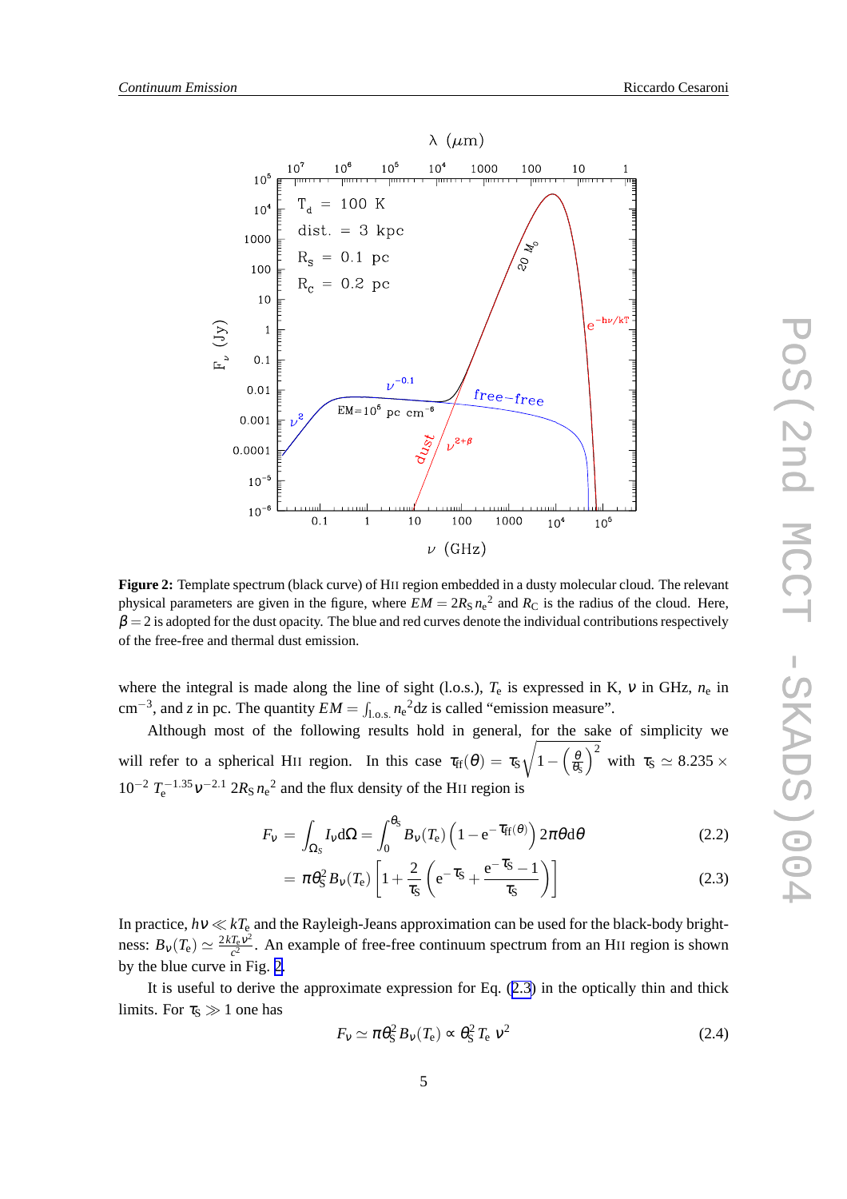**Figure 2:** Template spectrum (black curve) of HII region embedded in a dusty molecular cloud. The relevant physical parameters are given in the figure, where $EM = 2R_S n_e^2$ and $R_C$ is the radius of the cloud. Here, $\beta = 2$ is adopted for the dust opacity. The blue and red curves denote the individual contributions respectively of the free-free and thermal dust emission.

where the integral is made along the line of sight (l.o.s.), $T_e$ is expressed in K, $\nu$ in GHz, $n_e$ in $\mathrm{cm}^{-3}$, and $z$ in pc. The quantity $EM = \int_{\mathrm{l.o.s.}} n_e^2 \mathrm{d}z$ is called "emission measure".

Although most of the following results hold in general, for the sake of simplicity we will refer to a spherical HII region. In this case $\tau_{\mathrm{ff}}(\theta) = \tau_S \sqrt{1 - \left(\frac{\theta}{\theta_S}\right)^2}$ with $\tau_S \simeq 8.235 \times 10^{-2}\, T_e^{-1.35} \nu^{-2.1}\, 2R_S n_e^2$ and the flux density of the HII region is

$$F_\nu = \int_{\Omega_S} I_\nu \mathrm{d}\Omega = \int_0^{\theta_S} B_\nu(T_e) \left(1 - \mathrm{e}^{-\tau_{\mathrm{ff}}(\theta)}\right) 2\pi\theta \mathrm{d}\theta \tag{2.2}$$

$$= \pi\theta_S^2 B_\nu(T_e) \left[1 + \frac{2}{\tau_S} \left(\mathrm{e}^{-\tau_S} + \frac{\mathrm{e}^{-\tau_S} - 1}{\tau_S}\right)\right] \tag{2.3}$$

In practice, $h\nu \ll kT_e$ and the Rayleigh-Jeans approximation can be used for the black-body brightness: $B_\nu(T_e) \simeq \frac{2kT_e\nu^2}{c^2}$. An example of free-free continuum spectrum from an HII region is shown by the blue curve in Fig. 2.

It is useful to derive the approximate expression for Eq. (2.3) in the optically thin and thick limits. For $\tau_S \gg 1$ one has

$$F_\nu \simeq \pi\theta_S^2 B_\nu(T_e) \propto \theta_S^2\, T_e\, \nu^2 \tag{2.4}$$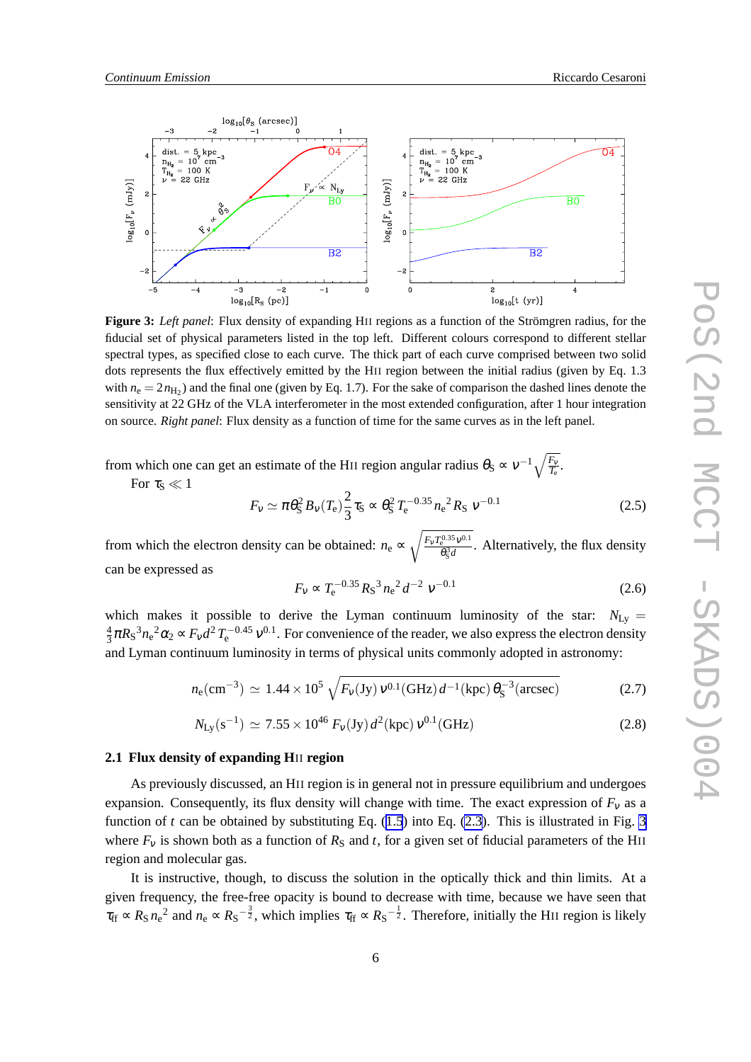**Figure 3:** *Left panel*: Flux density of expanding HII regions as a function of the Strömgren radius, for the fiducial set of physical parameters listed in the top left. Different colours correspond to different stellar spectral types, as specified close to each curve. The thick part of each curve comprised between two solid dots represents the flux effectively emitted by the HII region between the initial radius (given by Eq. 1.3 with $n_e = 2n_{H_2}$) and the final one (given by Eq. 1.7). For the sake of comparison the dashed lines denote the sensitivity at 22 GHz of the VLA interferometer in the most extended configuration, after 1 hour integration on source. *Right panel*: Flux density as a function of time for the same curves as in the left panel.

from which one can get an estimate of the HII region angular radius $\theta_S \propto \nu^{-1}\sqrt{\frac{F_\nu}{T_e}}$.

For $\tau_S \ll 1$

$$F_\nu \simeq \pi\theta_S^2 B_\nu(T_e)\frac{2}{3}\tau_S \propto \theta_S^2\, T_e^{-0.35}\, n_e{}^2 R_S\; \nu^{-0.1} \tag{2.5}$$

from which the electron density can be obtained: $n_e \propto \sqrt{\frac{F_\nu T_e^{0.35}\nu^{0.1}}{\theta_S^3 d}}$. Alternatively, the flux density can be expressed as

$$F_\nu \propto T_e^{-0.35} R_S{}^3 n_e{}^2 d^{-2}\; \nu^{-0.1} \tag{2.6}$$

which makes it possible to derive the Lyman continuum luminosity of the star: $N_{Ly} = \frac{4}{3}\pi R_S{}^3 n_e{}^2\alpha_2 \propto F_\nu d^2\, T_e^{-0.45}\,\nu^{0.1}$. For convenience of the reader, we also express the electron density and Lyman continuum luminosity in terms of physical units commonly adopted in astronomy:

$$n_e(\mathrm{cm}^{-3}) \simeq 1.44\times10^5\sqrt{F_\nu(\mathrm{Jy})\,\nu^{0.1}(\mathrm{GHz})\,d^{-1}(\mathrm{kpc})\,\theta_S^{-3}(\mathrm{arcsec})} \tag{2.7}$$

$$N_{Ly}(\mathrm{s}^{-1}) \simeq 7.55\times10^{46}\,F_\nu(\mathrm{Jy})\,d^2(\mathrm{kpc})\,\nu^{0.1}(\mathrm{GHz}) \tag{2.8}$$

### 2.1 Flux density of expanding HII region

As previously discussed, an HII region is in general not in pressure equilibrium and undergoes expansion. Consequently, its flux density will change with time. The exact expression of $F_\nu$ as a function of $t$ can be obtained by substituting Eq. (1.5) into Eq. (2.3). This is illustrated in Fig. 3 where $F_\nu$ is shown both as a function of $R_S$ and $t$, for a given set of fiducial parameters of the HII region and molecular gas.

It is instructive, though, to discuss the solution in the optically thick and thin limits. At a given frequency, the free-free opacity is bound to decrease with time, because we have seen that $\tau_{ff} \propto R_S\, n_e{}^2$ and $n_e \propto R_S{}^{-\frac{3}{2}}$, which implies $\tau_{ff} \propto R_S{}^{-\frac{1}{2}}$. Therefore, initially the HII region is likely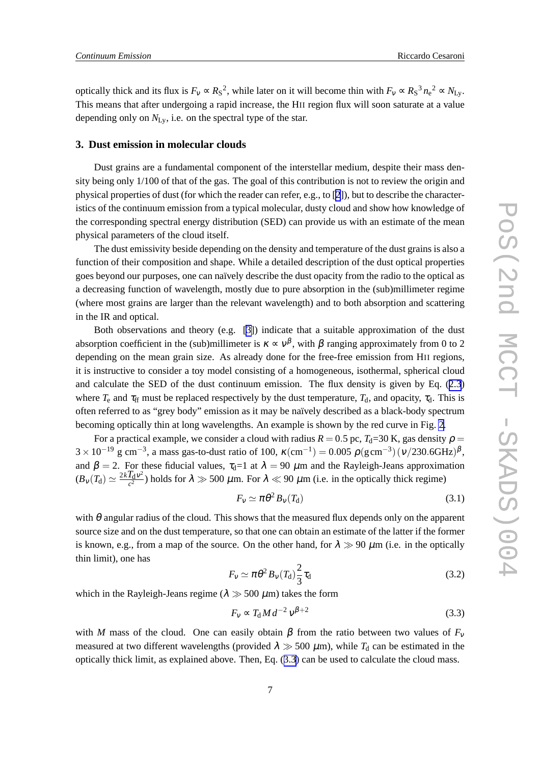optically thick and its flux is $F_\nu \propto {R_S}^2$, while later on it will become thin with $F_\nu \propto {R_S}^3 {n_e}^2 \propto N_{Ly}$. This means that after undergoing a rapid increase, the HII region flux will soon saturate at a value depending only on $N_{Ly}$, i.e. on the spectral type of the star.

## 3. Dust emission in molecular clouds

Dust grains are a fundamental component of the interstellar medium, despite their mass density being only 1/100 of that of the gas. The goal of this contribution is not to review the origin and physical properties of dust (for which the reader can refer, e.g., to [2]), but to describe the characteristics of the continuum emission from a typical molecular, dusty cloud and show how knowledge of the corresponding spectral energy distribution (SED) can provide us with an estimate of the mean physical parameters of the cloud itself.

The dust emissivity beside depending on the density and temperature of the dust grains is also a function of their composition and shape. While a detailed description of the dust optical properties goes beyond our purposes, one can naïvely describe the dust opacity from the radio to the optical as a decreasing function of wavelength, mostly due to pure absorption in the (sub)millimeter regime (where most grains are larger than the relevant wavelength) and to both absorption and scattering in the IR and optical.

Both observations and theory (e.g. [3]) indicate that a suitable approximation of the dust absorption coefficient in the (sub)millimeter is $\kappa \propto \nu^\beta$, with $\beta$ ranging approximately from 0 to 2 depending on the mean grain size. As already done for the free-free emission from HII regions, it is instructive to consider a toy model consisting of a homogeneous, isothermal, spherical cloud and calculate the SED of the dust continuum emission. The flux density is given by Eq. (2.3) where $T_e$ and $\tau_{ff}$ must be replaced respectively by the dust temperature, $T_d$, and opacity, $\tau_d$. This is often referred to as "grey body" emission as it may be naïvely described as a black-body spectrum becoming optically thin at long wavelengths. An example is shown by the red curve in Fig. 2.

For a practical example, we consider a cloud with radius $R = 0.5$ pc, $T_d$=30 K, gas density $\rho = 3 \times 10^{-19}$ g cm$^{-3}$, a mass gas-to-dust ratio of 100, $\kappa(\mathrm{cm}^{-1}) = 0.005\ \rho(\mathrm{g\,cm}^{-3})\,(\nu/230.6\mathrm{GHz})^\beta$, and $\beta = 2$. For these fiducial values, $\tau_d$=1 at $\lambda = 90$ $\mu$m and the Rayleigh-Jeans approximation ($B_\nu(T_d) \simeq \frac{2kT_d\nu^2}{c^2}$) holds for $\lambda \gg 500$ $\mu$m. For $\lambda \ll 90$ $\mu$m (i.e. in the optically thick regime)

$$F_\nu \simeq \pi\theta^2 B_\nu(T_d) \tag{3.1}$$

with $\theta$ angular radius of the cloud. This shows that the measured flux depends only on the apparent source size and on the dust temperature, so that one can obtain an estimate of the latter if the former is known, e.g., from a map of the source. On the other hand, for $\lambda \gg 90$ $\mu$m (i.e. in the optically thin limit), one has

$$F_\nu \simeq \pi\theta^2 B_\nu(T_d)\frac{2}{3}\tau_d \tag{3.2}$$

which in the Rayleigh-Jeans regime ($\lambda \gg 500$ $\mu$m) takes the form

$$F_\nu \propto T_d\, M\, d^{-2}\, \nu^{\beta+2} \tag{3.3}$$

with $M$ mass of the cloud. One can easily obtain $\beta$ from the ratio between two values of $F_\nu$ measured at two different wavelengths (provided $\lambda \gg 500$ $\mu$m), while $T_d$ can be estimated in the optically thick limit, as explained above. Then, Eq. (3.3) can be used to calculate the cloud mass.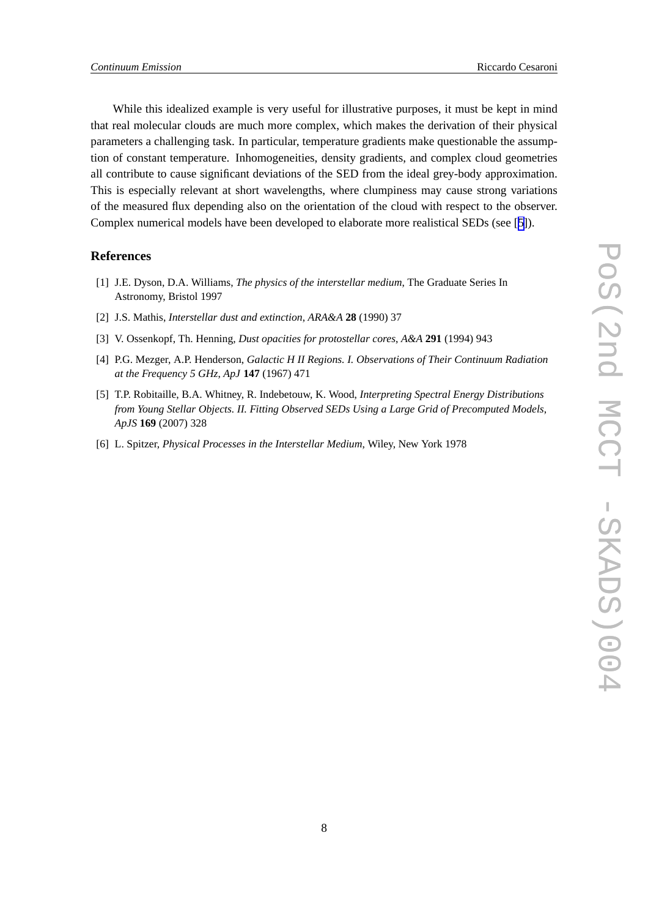While this idealized example is very useful for illustrative purposes, it must be kept in mind that real molecular clouds are much more complex, which makes the derivation of their physical parameters a challenging task. In particular, temperature gradients make questionable the assumption of constant temperature. Inhomogeneities, density gradients, and complex cloud geometries all contribute to cause significant deviations of the SED from the ideal grey-body approximation. This is especially relevant at short wavelengths, where clumpiness may cause strong variations of the measured flux depending also on the orientation of the cloud with respect to the observer. Complex numerical models have been developed to elaborate more realistical SEDs (see [5]).

## References

[1] J.E. Dyson, D.A. Williams, *The physics of the interstellar medium*, The Graduate Series In Astronomy, Bristol 1997

[2] J.S. Mathis, *Interstellar dust and extinction*, *ARA&A* **28** (1990) 37

[3] V. Ossenkopf, Th. Henning, *Dust opacities for protostellar cores*, *A&A* **291** (1994) 943

[4] P.G. Mezger, A.P. Henderson, *Galactic H II Regions. I. Observations of Their Continuum Radiation at the Frequency 5 GHz*, *ApJ* **147** (1967) 471

[5] T.P. Robitaille, B.A. Whitney, R. Indebetouw, K. Wood, *Interpreting Spectral Energy Distributions from Young Stellar Objects. II. Fitting Observed SEDs Using a Large Grid of Precomputed Models*, *ApJS* **169** (2007) 328

[6] L. Spitzer, *Physical Processes in the Interstellar Medium*, Wiley, New York 1978